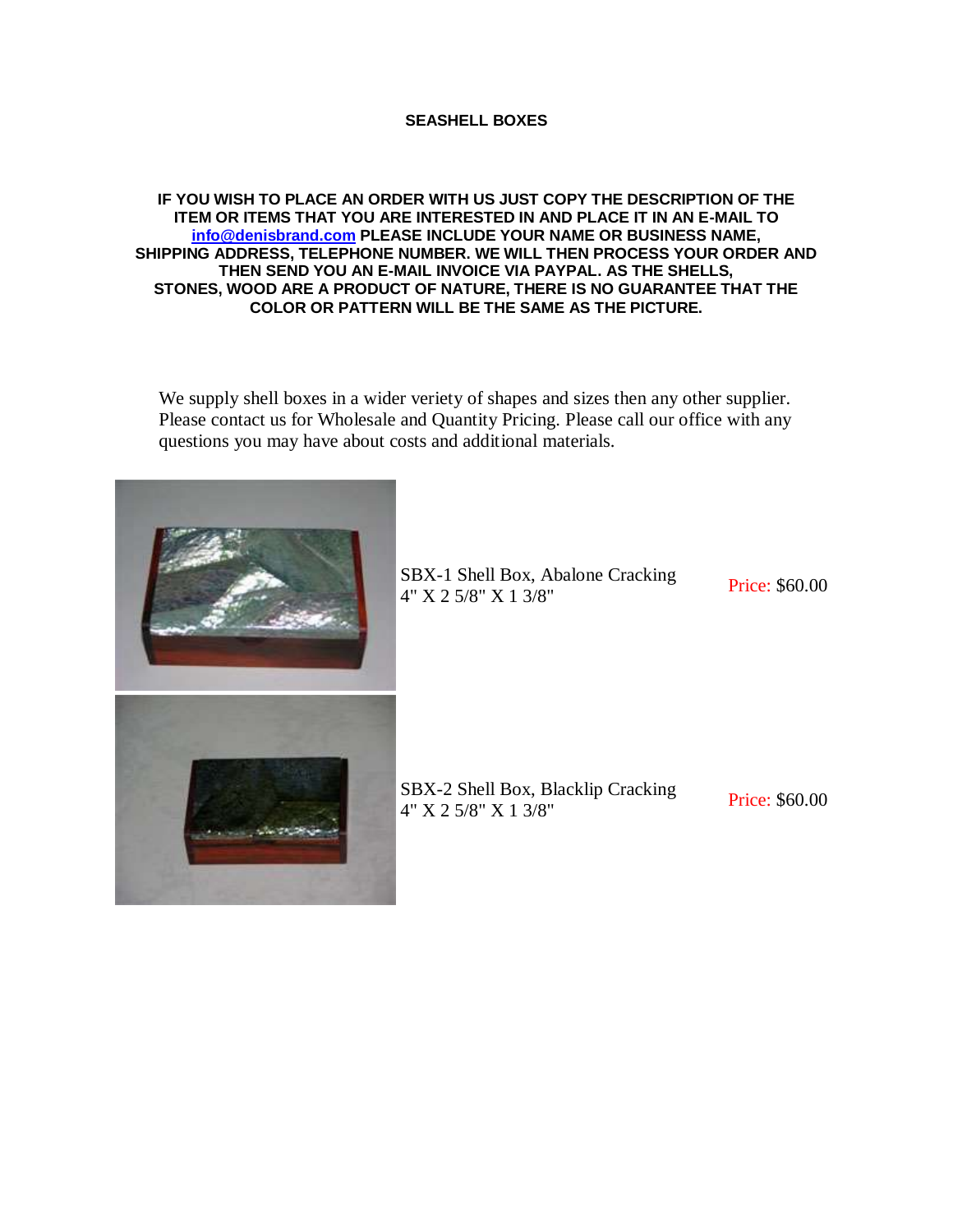# SEASHELL BOXES

**IF YOU WISH TO PLACE AN ORDER WITH US JUST COPY THE DESCRIPTION OF THE ITEM OR ITEMS THAT YOU ARE INTERESTED IN AND PLACE IT IN AN E-MAIL TO [info@denisbrand.com](mailto:info@denisbrand.com) PLEASE INCLUDE YOUR NAME OR BUSINESS NAME, SHIPPING ADDRESS, TELEPHONE NUMBER. WE WILL THEN PROCESS YOUR ORDER AND THEN SEND YOU AN E-MAIL INVOICE VIA PAYPAL. AS THE SHELLS, STONES, WOOD ARE A PRODUCT OF NATURE, THERE IS NO GUARANTEE THAT THE COLOR OR PATTERN WILL BE THE SAME AS THE PICTURE.**

We supply shell boxes in a wider veriety of shapes and sizes then any other supplier. Please contact us for Wholesale and Quantity Pricing. Please call our office with any questions you may have about costs and additional materials.

| | Description | Price |
|---|---|---|
| | SBX-1 Shell Box, Abalone Cracking 4" X 2 5/8" X 1 3/8" | Price: $60.00 |
| | SBX-2 Shell Box, Blacklip Cracking 4" X 2 5/8" X 1 3/8" | Price: $60.00 |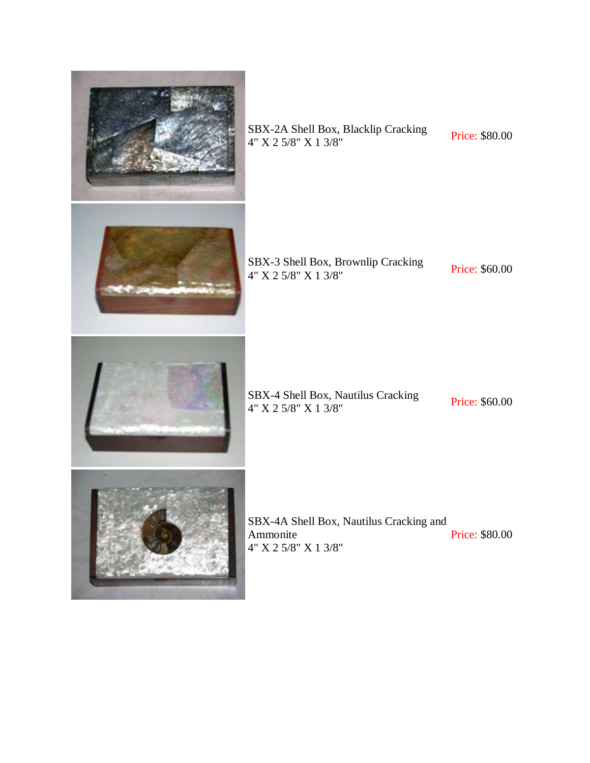SBX-2A Shell Box, Blacklip Cracking
4" X 2 5/8" X 1 3/8"

Price: $80.00

SBX-3 Shell Box, Brownlip Cracking
4" X 2 5/8" X 1 3/8"

Price: $60.00

SBX-4 Shell Box, Nautilus Cracking
4" X 2 5/8" X 1 3/8"

Price: $60.00

SBX-4A Shell Box, Nautilus Cracking and Ammonite
4" X 2 5/8" X 1 3/8"

Price: $80.00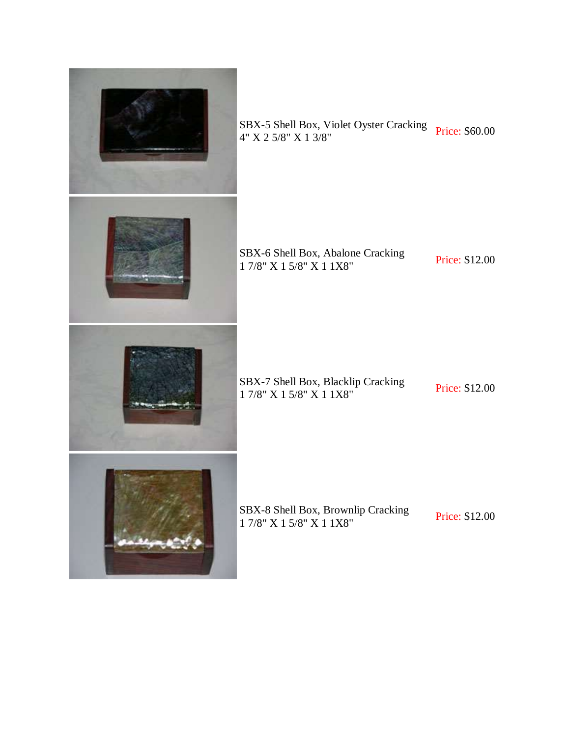| | | |
|---|---|---|
| | SBX-5 Shell Box, Violet Oyster Cracking<br>4" X 2 5/8" X 1 3/8" | Price: $60.00 |
| | SBX-6 Shell Box, Abalone Cracking<br>1 7/8" X 1 5/8" X 1 1X8" | Price: $12.00 |
| | SBX-7 Shell Box, Blacklip Cracking<br>1 7/8" X 1 5/8" X 1 1X8" | Price: $12.00 |
| | SBX-8 Shell Box, Brownlip Cracking<br>1 7/8" X 1 5/8" X 1 1X8" | Price: $12.00 |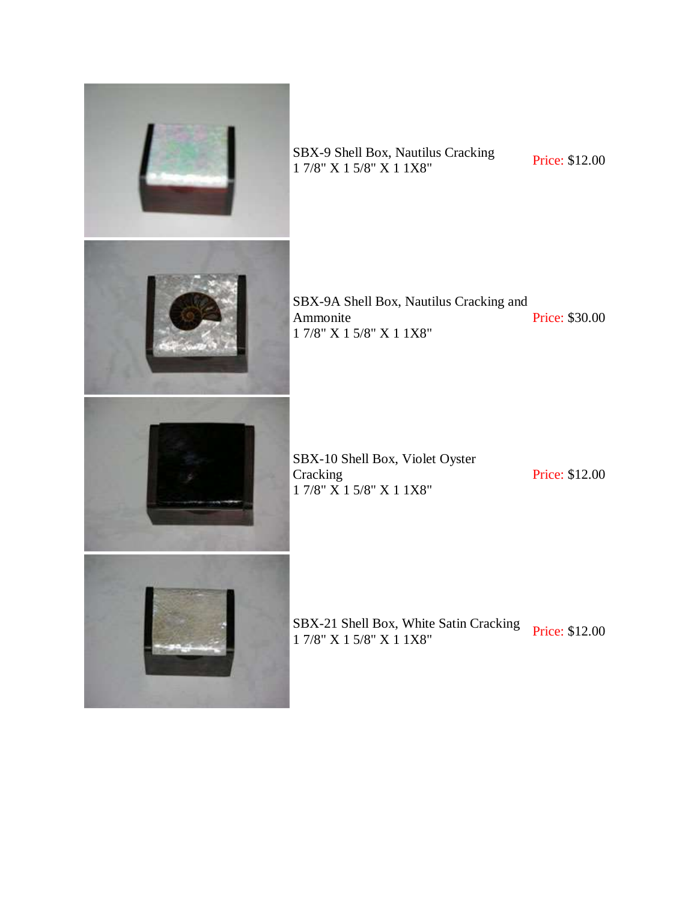SBX-9 Shell Box, Nautilus Cracking
1 7/8" X 1 5/8" X 1 1X8"

Price: $12.00

SBX-9A Shell Box, Nautilus Cracking and Ammonite
1 7/8" X 1 5/8" X 1 1X8"

Price: $30.00

SBX-10 Shell Box, Violet Oyster Cracking
1 7/8" X 1 5/8" X 1 1X8"

Price: $12.00

SBX-21 Shell Box, White Satin Cracking
1 7/8" X 1 5/8" X 1 1X8"

Price: $12.00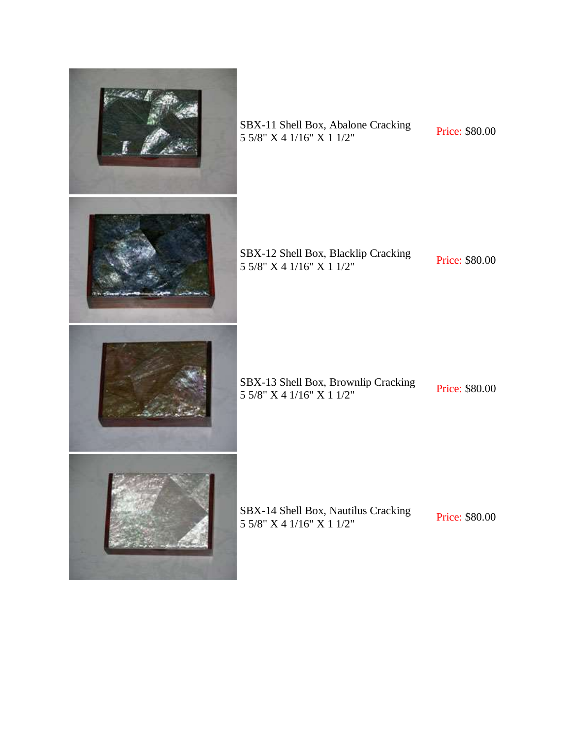SBX-11 Shell Box, Abalone Cracking
5 5/8" X 4 1/16" X 1 1/2"

Price: $80.00

SBX-12 Shell Box, Blacklip Cracking
5 5/8" X 4 1/16" X 1 1/2"

Price: $80.00

SBX-13 Shell Box, Brownlip Cracking
5 5/8" X 4 1/16" X 1 1/2"

Price: $80.00

SBX-14 Shell Box, Nautilus Cracking
5 5/8" X 4 1/16" X 1 1/2"

Price: $80.00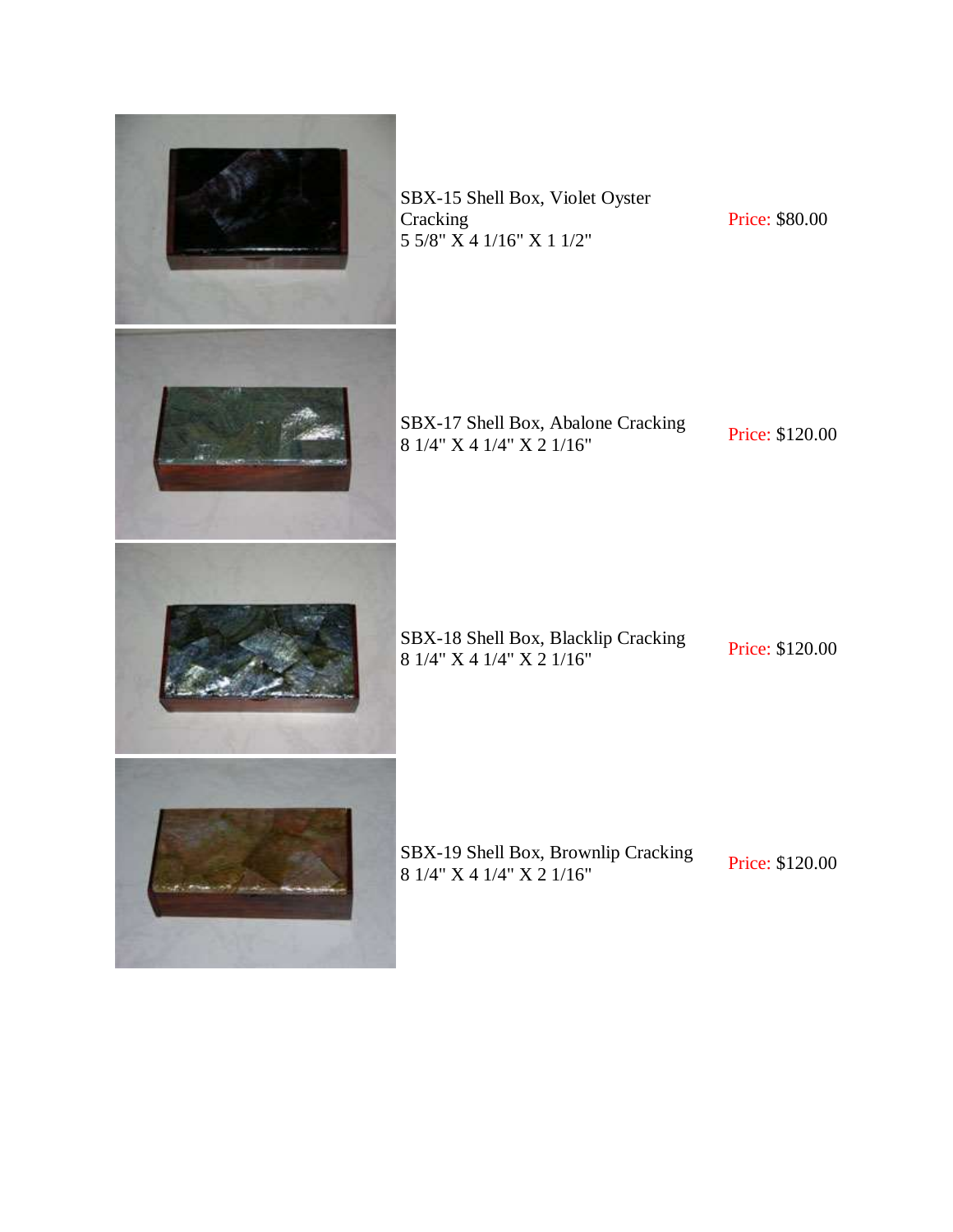| | | |
|---|---|---|
| | SBX-15 Shell Box, Violet Oyster Cracking<br>5 5/8" X 4 1/16" X 1 1/2" | Price: $80.00 |
| | SBX-17 Shell Box, Abalone Cracking<br>8 1/4" X 4 1/4" X 2 1/16" | Price: $120.00 |
| | SBX-18 Shell Box, Blacklip Cracking<br>8 1/4" X 4 1/4" X 2 1/16" | Price: $120.00 |
| | SBX-19 Shell Box, Brownlip Cracking<br>8 1/4" X 4 1/4" X 2 1/16" | Price: $120.00 |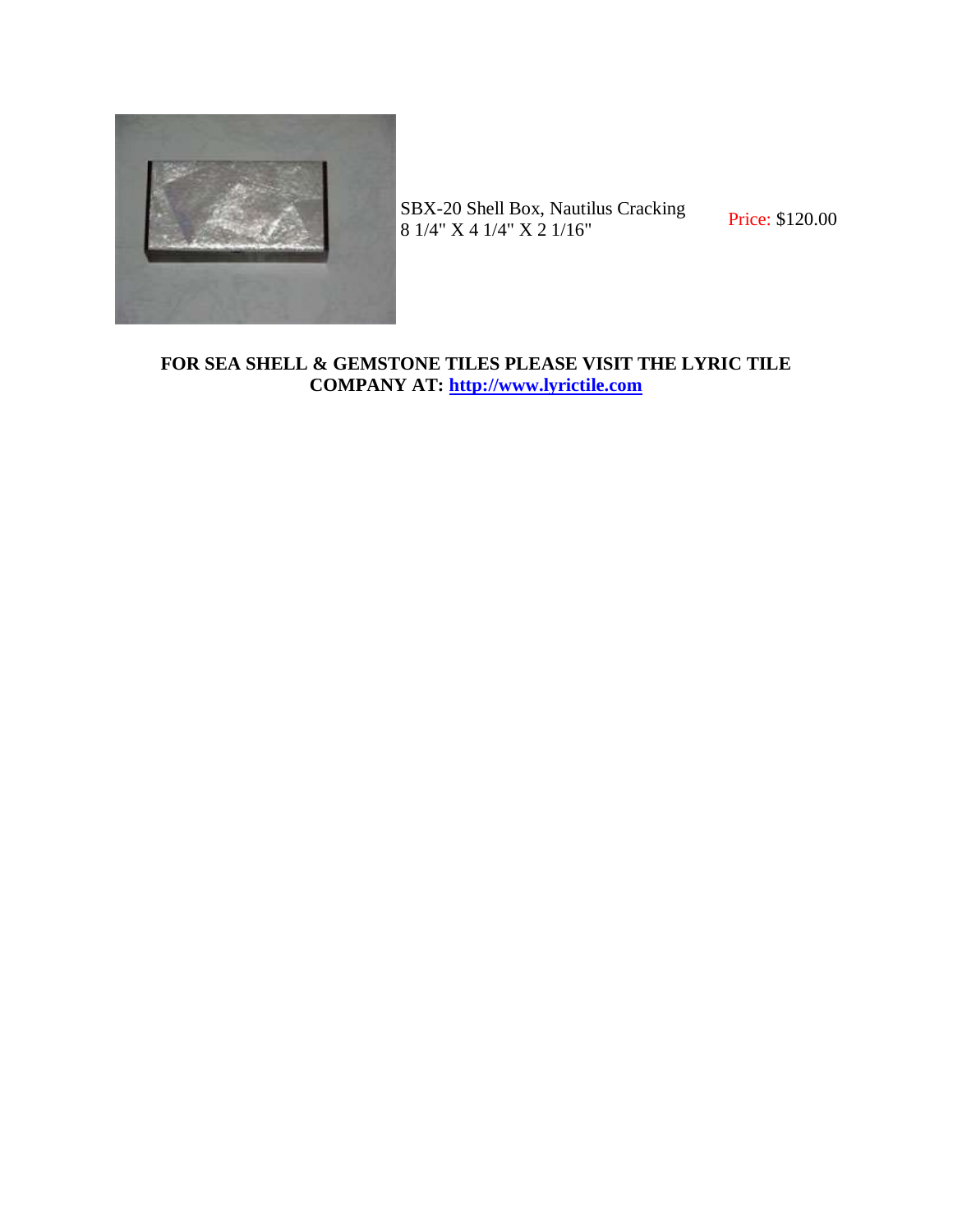SBX-20 Shell Box, Nautilus Cracking
8 1/4" X 4 1/4" X 2 1/16"

Price: $120.00

**FOR SEA SHELL & GEMSTONE TILES PLEASE VISIT THE LYRIC TILE COMPANY AT: http://www.lyrictile.com**